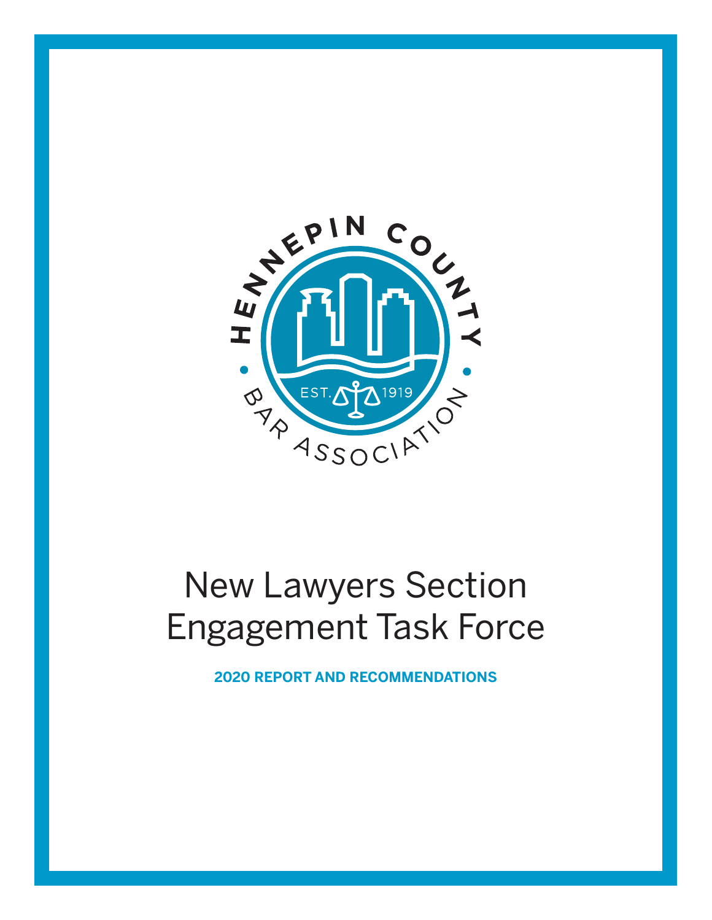HENNEPIN COUNTY BAR ASSOCIATION

EST. 1919

# New Lawyers Section Engagement Task Force

**2020 REPORT AND RECOMMENDATIONS**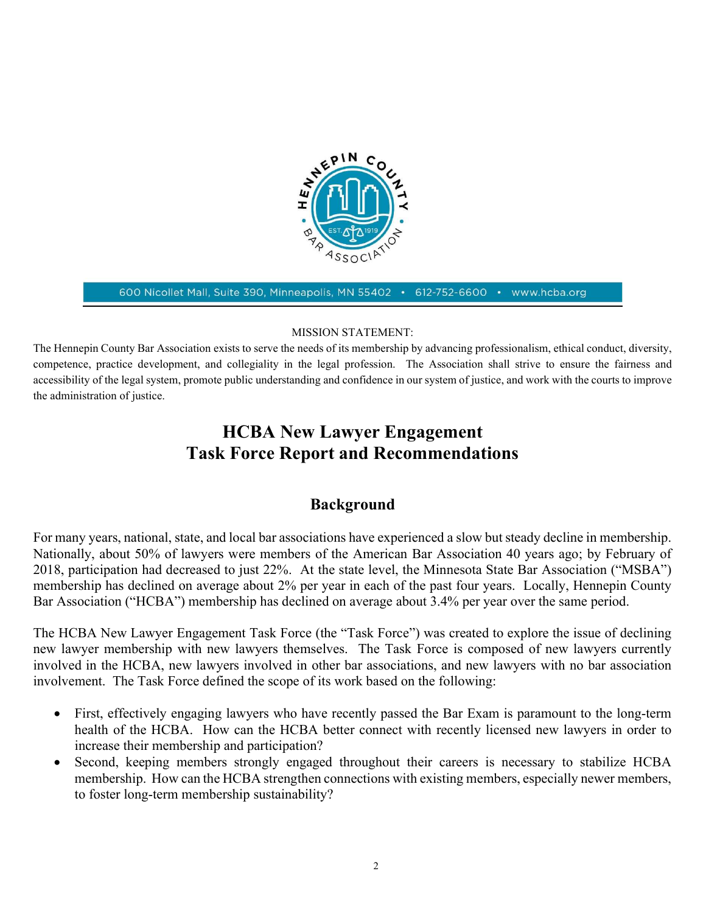600 Nicollet Mall, Suite 390, Minneapolis, MN 55402 • 612-752-6600 • www.hcba.org

MISSION STATEMENT:

The Hennepin County Bar Association exists to serve the needs of its membership by advancing professionalism, ethical conduct, diversity, competence, practice development, and collegiality in the legal profession. The Association shall strive to ensure the fairness and accessibility of the legal system, promote public understanding and confidence in our system of justice, and work with the courts to improve the administration of justice.

# HCBA New Lawyer Engagement Task Force Report and Recommendations

## Background

For many years, national, state, and local bar associations have experienced a slow but steady decline in membership. Nationally, about 50% of lawyers were members of the American Bar Association 40 years ago; by February of 2018, participation had decreased to just 22%. At the state level, the Minnesota State Bar Association ("MSBA") membership has declined on average about 2% per year in each of the past four years. Locally, Hennepin County Bar Association ("HCBA") membership has declined on average about 3.4% per year over the same period.

The HCBA New Lawyer Engagement Task Force (the "Task Force") was created to explore the issue of declining new lawyer membership with new lawyers themselves. The Task Force is composed of new lawyers currently involved in the HCBA, new lawyers involved in other bar associations, and new lawyers with no bar association involvement. The Task Force defined the scope of its work based on the following:

- First, effectively engaging lawyers who have recently passed the Bar Exam is paramount to the long-term health of the HCBA. How can the HCBA better connect with recently licensed new lawyers in order to increase their membership and participation?
- Second, keeping members strongly engaged throughout their careers is necessary to stabilize HCBA membership. How can the HCBA strengthen connections with existing members, especially newer members, to foster long-term membership sustainability?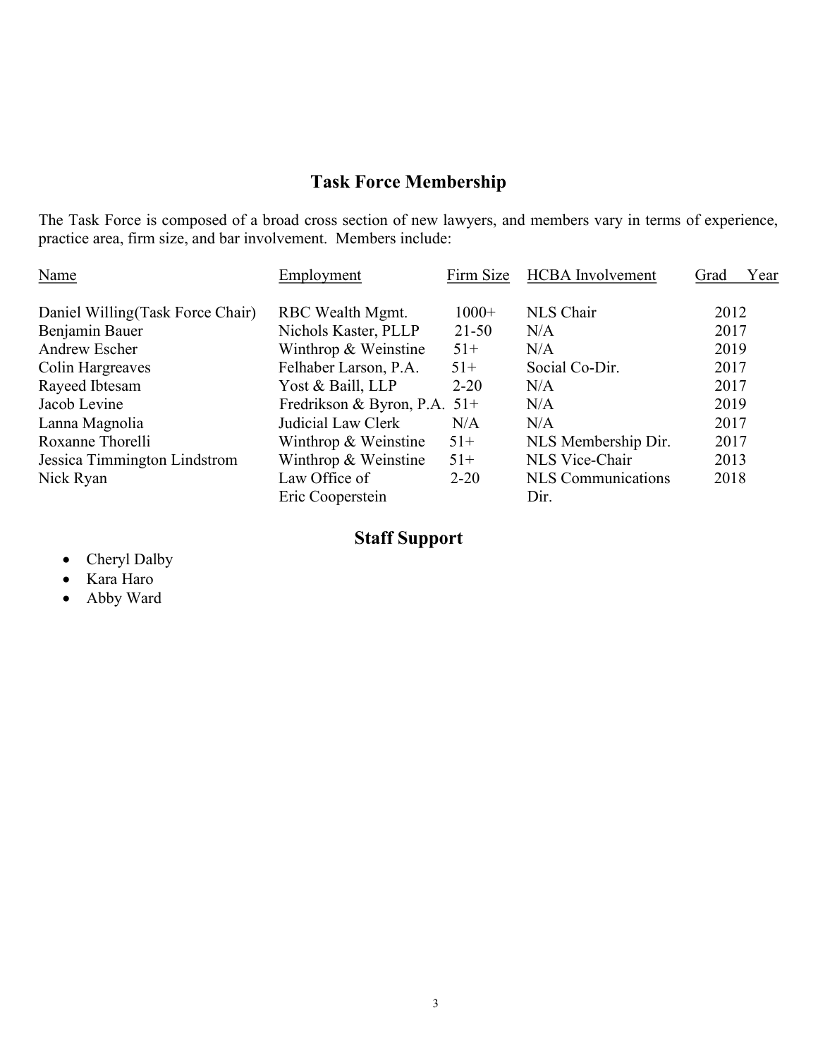## Task Force Membership

The Task Force is composed of a broad cross section of new lawyers, and members vary in terms of experience, practice area, firm size, and bar involvement. Members include:

| Name | Employment | Firm Size | HCBA Involvement | Grad Year |
|---|---|---|---|---|
| Daniel Willing(Task Force Chair) | RBC Wealth Mgmt. | 1000+ | NLS Chair | 2012 |
| Benjamin Bauer | Nichols Kaster, PLLP | 21-50 | N/A | 2017 |
| Andrew Escher | Winthrop & Weinstine | 51+ | N/A | 2019 |
| Colin Hargreaves | Felhaber Larson, P.A. | 51+ | Social Co-Dir. | 2017 |
| Rayeed Ibtesam | Yost & Baill, LLP | 2-20 | N/A | 2017 |
| Jacob Levine | Fredrikson & Byron, P.A. | 51+ | N/A | 2019 |
| Lanna Magnolia | Judicial Law Clerk | N/A | N/A | 2017 |
| Roxanne Thorelli | Winthrop & Weinstine | 51+ | NLS Membership Dir. | 2017 |
| Jessica Timmington Lindstrom | Winthrop & Weinstine | 51+ | NLS Vice-Chair | 2013 |
| Nick Ryan | Law Office of Eric Cooperstein | 2-20 | NLS Communications Dir. | 2018 |

## Staff Support

- Cheryl Dalby
- Kara Haro
- Abby Ward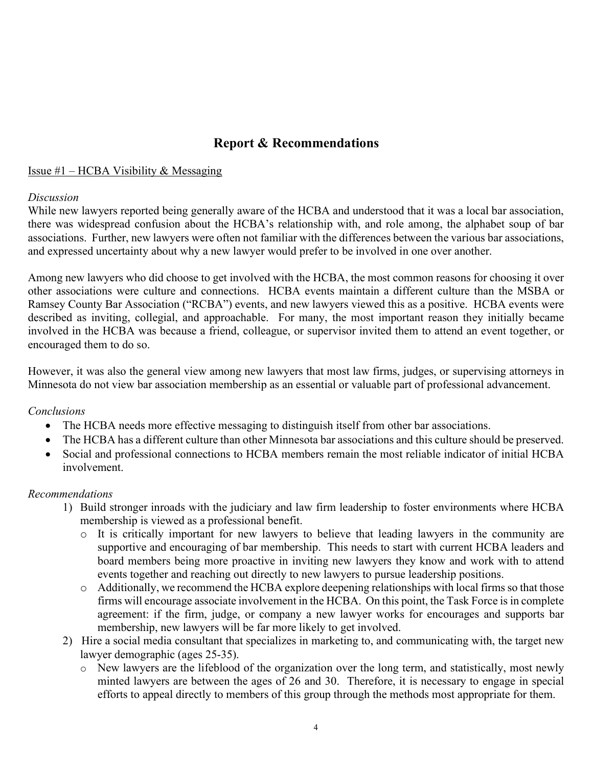## Report & Recommendations

Issue #1 – HCBA Visibility & Messaging

*Discussion*

While new lawyers reported being generally aware of the HCBA and understood that it was a local bar association, there was widespread confusion about the HCBA's relationship with, and role among, the alphabet soup of bar associations. Further, new lawyers were often not familiar with the differences between the various bar associations, and expressed uncertainty about why a new lawyer would prefer to be involved in one over another.

Among new lawyers who did choose to get involved with the HCBA, the most common reasons for choosing it over other associations were culture and connections. HCBA events maintain a different culture than the MSBA or Ramsey County Bar Association ("RCBA") events, and new lawyers viewed this as a positive. HCBA events were described as inviting, collegial, and approachable. For many, the most important reason they initially became involved in the HCBA was because a friend, colleague, or supervisor invited them to attend an event together, or encouraged them to do so.

However, it was also the general view among new lawyers that most law firms, judges, or supervising attorneys in Minnesota do not view bar association membership as an essential or valuable part of professional advancement.

*Conclusions*

- The HCBA needs more effective messaging to distinguish itself from other bar associations.
- The HCBA has a different culture than other Minnesota bar associations and this culture should be preserved.
- Social and professional connections to HCBA members remain the most reliable indicator of initial HCBA involvement.

*Recommendations*

1) Build stronger inroads with the judiciary and law firm leadership to foster environments where HCBA membership is viewed as a professional benefit.
   - It is critically important for new lawyers to believe that leading lawyers in the community are supportive and encouraging of bar membership. This needs to start with current HCBA leaders and board members being more proactive in inviting new lawyers they know and work with to attend events together and reaching out directly to new lawyers to pursue leadership positions.
   - Additionally, we recommend the HCBA explore deepening relationships with local firms so that those firms will encourage associate involvement in the HCBA. On this point, the Task Force is in complete agreement: if the firm, judge, or company a new lawyer works for encourages and supports bar membership, new lawyers will be far more likely to get involved.
2) Hire a social media consultant that specializes in marketing to, and communicating with, the target new lawyer demographic (ages 25-35).
   - New lawyers are the lifeblood of the organization over the long term, and statistically, most newly minted lawyers are between the ages of 26 and 30. Therefore, it is necessary to engage in special efforts to appeal directly to members of this group through the methods most appropriate for them.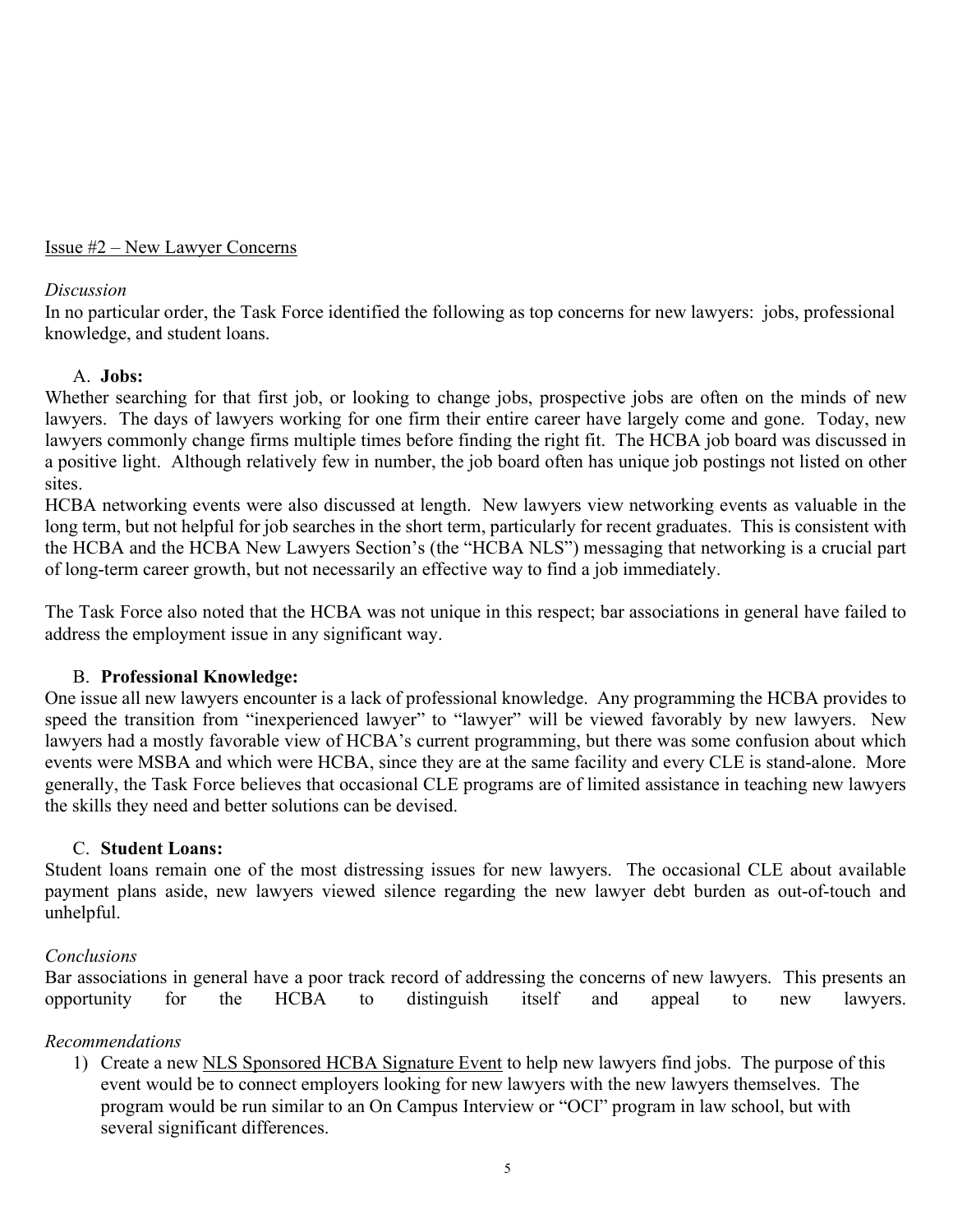Issue #2 – New Lawyer Concerns

*Discussion*

In no particular order, the Task Force identified the following as top concerns for new lawyers: jobs, professional knowledge, and student loans.

A. **Jobs:**

Whether searching for that first job, or looking to change jobs, prospective jobs are often on the minds of new lawyers. The days of lawyers working for one firm their entire career have largely come and gone. Today, new lawyers commonly change firms multiple times before finding the right fit. The HCBA job board was discussed in a positive light. Although relatively few in number, the job board often has unique job postings not listed on other sites.

HCBA networking events were also discussed at length. New lawyers view networking events as valuable in the long term, but not helpful for job searches in the short term, particularly for recent graduates. This is consistent with the HCBA and the HCBA New Lawyers Section's (the "HCBA NLS") messaging that networking is a crucial part of long-term career growth, but not necessarily an effective way to find a job immediately.

The Task Force also noted that the HCBA was not unique in this respect; bar associations in general have failed to address the employment issue in any significant way.

B. **Professional Knowledge:**

One issue all new lawyers encounter is a lack of professional knowledge. Any programming the HCBA provides to speed the transition from "inexperienced lawyer" to "lawyer" will be viewed favorably by new lawyers. New lawyers had a mostly favorable view of HCBA's current programming, but there was some confusion about which events were MSBA and which were HCBA, since they are at the same facility and every CLE is stand-alone. More generally, the Task Force believes that occasional CLE programs are of limited assistance in teaching new lawyers the skills they need and better solutions can be devised.

C. **Student Loans:**

Student loans remain one of the most distressing issues for new lawyers. The occasional CLE about available payment plans aside, new lawyers viewed silence regarding the new lawyer debt burden as out-of-touch and unhelpful.

*Conclusions*

Bar associations in general have a poor track record of addressing the concerns of new lawyers. This presents an opportunity for the HCBA to distinguish itself and appeal to new lawyers.

*Recommendations*

1) Create a new NLS Sponsored HCBA Signature Event to help new lawyers find jobs. The purpose of this event would be to connect employers looking for new lawyers with the new lawyers themselves. The program would be run similar to an On Campus Interview or "OCI" program in law school, but with several significant differences.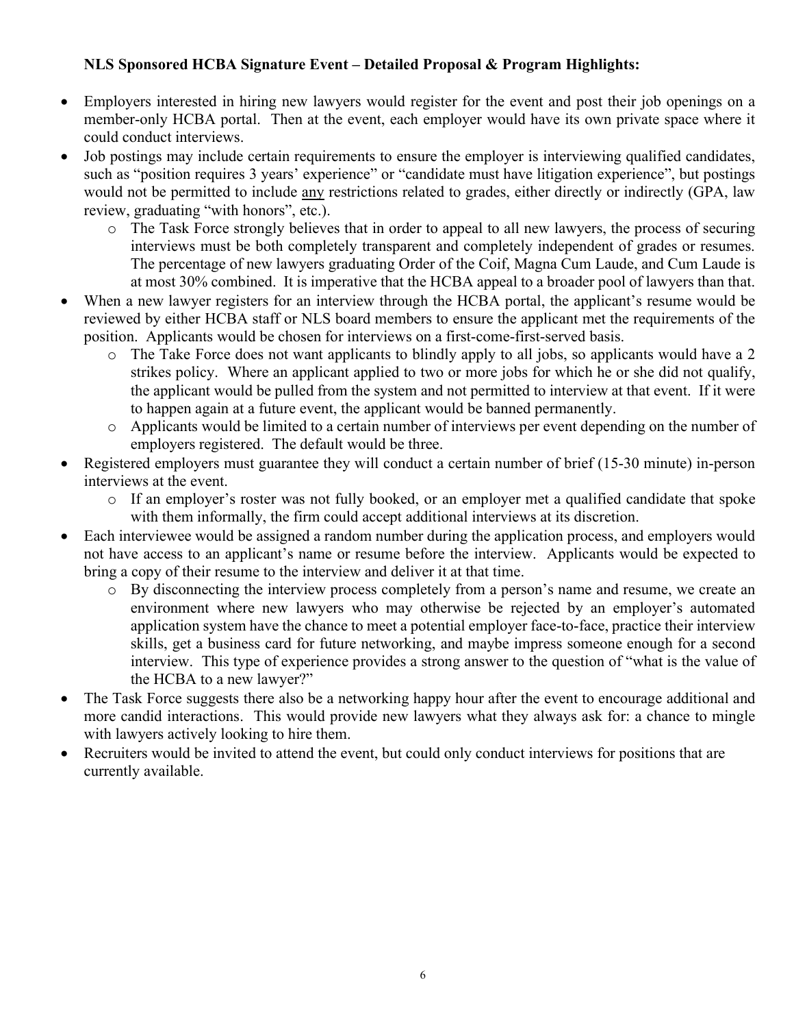**NLS Sponsored HCBA Signature Event – Detailed Proposal & Program Highlights:**

- Employers interested in hiring new lawyers would register for the event and post their job openings on a member-only HCBA portal. Then at the event, each employer would have its own private space where it could conduct interviews.
- Job postings may include certain requirements to ensure the employer is interviewing qualified candidates, such as "position requires 3 years' experience" or "candidate must have litigation experience", but postings would not be permitted to include <u>any</u> restrictions related to grades, either directly or indirectly (GPA, law review, graduating "with honors", etc.).
  - The Task Force strongly believes that in order to appeal to all new lawyers, the process of securing interviews must be both completely transparent and completely independent of grades or resumes. The percentage of new lawyers graduating Order of the Coif, Magna Cum Laude, and Cum Laude is at most 30% combined. It is imperative that the HCBA appeal to a broader pool of lawyers than that.
- When a new lawyer registers for an interview through the HCBA portal, the applicant's resume would be reviewed by either HCBA staff or NLS board members to ensure the applicant met the requirements of the position. Applicants would be chosen for interviews on a first-come-first-served basis.
  - The Take Force does not want applicants to blindly apply to all jobs, so applicants would have a 2 strikes policy. Where an applicant applied to two or more jobs for which he or she did not qualify, the applicant would be pulled from the system and not permitted to interview at that event. If it were to happen again at a future event, the applicant would be banned permanently.
  - Applicants would be limited to a certain number of interviews per event depending on the number of employers registered. The default would be three.
- Registered employers must guarantee they will conduct a certain number of brief (15-30 minute) in-person interviews at the event.
  - If an employer's roster was not fully booked, or an employer met a qualified candidate that spoke with them informally, the firm could accept additional interviews at its discretion.
- Each interviewee would be assigned a random number during the application process, and employers would not have access to an applicant's name or resume before the interview. Applicants would be expected to bring a copy of their resume to the interview and deliver it at that time.
  - By disconnecting the interview process completely from a person's name and resume, we create an environment where new lawyers who may otherwise be rejected by an employer's automated application system have the chance to meet a potential employer face-to-face, practice their interview skills, get a business card for future networking, and maybe impress someone enough for a second interview. This type of experience provides a strong answer to the question of "what is the value of the HCBA to a new lawyer?"
- The Task Force suggests there also be a networking happy hour after the event to encourage additional and more candid interactions. This would provide new lawyers what they always ask for: a chance to mingle with lawyers actively looking to hire them.
- Recruiters would be invited to attend the event, but could only conduct interviews for positions that are currently available.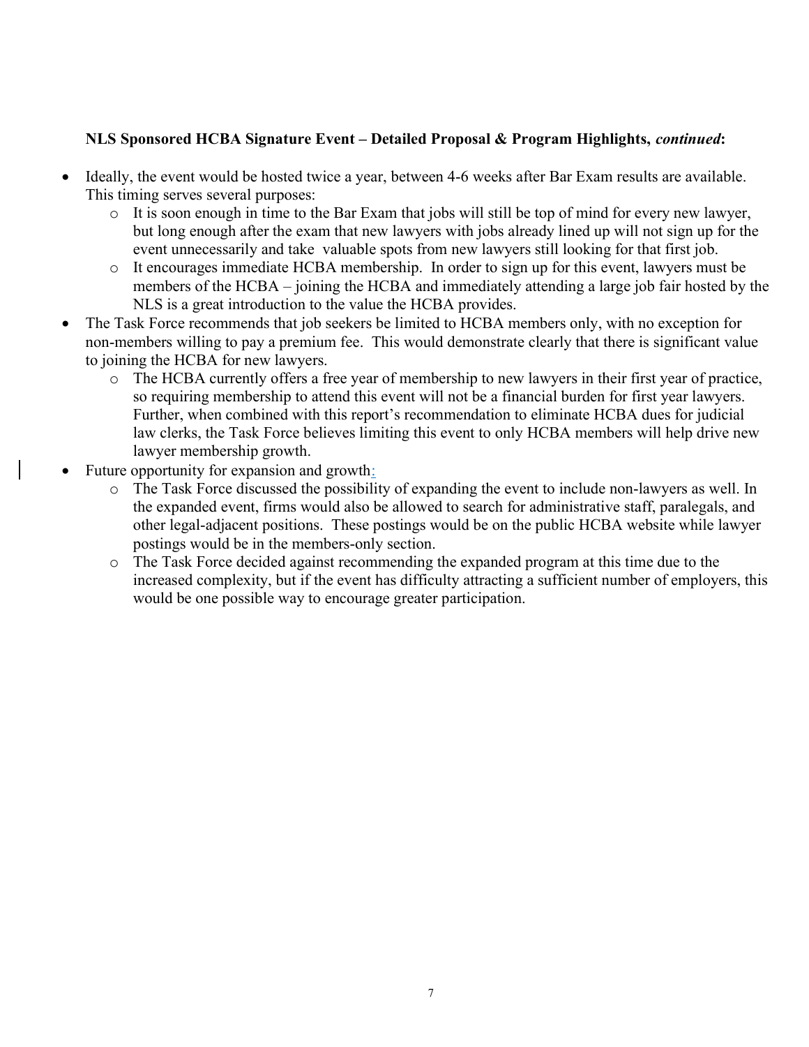**NLS Sponsored HCBA Signature Event – Detailed Proposal & Program Highlights, *continued*:**

- Ideally, the event would be hosted twice a year, between 4-6 weeks after Bar Exam results are available. This timing serves several purposes:
  - It is soon enough in time to the Bar Exam that jobs will still be top of mind for every new lawyer, but long enough after the exam that new lawyers with jobs already lined up will not sign up for the event unnecessarily and take valuable spots from new lawyers still looking for that first job.
  - It encourages immediate HCBA membership. In order to sign up for this event, lawyers must be members of the HCBA – joining the HCBA and immediately attending a large job fair hosted by the NLS is a great introduction to the value the HCBA provides.
- The Task Force recommends that job seekers be limited to HCBA members only, with no exception for non-members willing to pay a premium fee. This would demonstrate clearly that there is significant value to joining the HCBA for new lawyers.
  - The HCBA currently offers a free year of membership to new lawyers in their first year of practice, so requiring membership to attend this event will not be a financial burden for first year lawyers. Further, when combined with this report's recommendation to eliminate HCBA dues for judicial law clerks, the Task Force believes limiting this event to only HCBA members will help drive new lawyer membership growth.
- Future opportunity for expansion and growth:
  - The Task Force discussed the possibility of expanding the event to include non-lawyers as well. In the expanded event, firms would also be allowed to search for administrative staff, paralegals, and other legal-adjacent positions. These postings would be on the public HCBA website while lawyer postings would be in the members-only section.
  - The Task Force decided against recommending the expanded program at this time due to the increased complexity, but if the event has difficulty attracting a sufficient number of employers, this would be one possible way to encourage greater participation.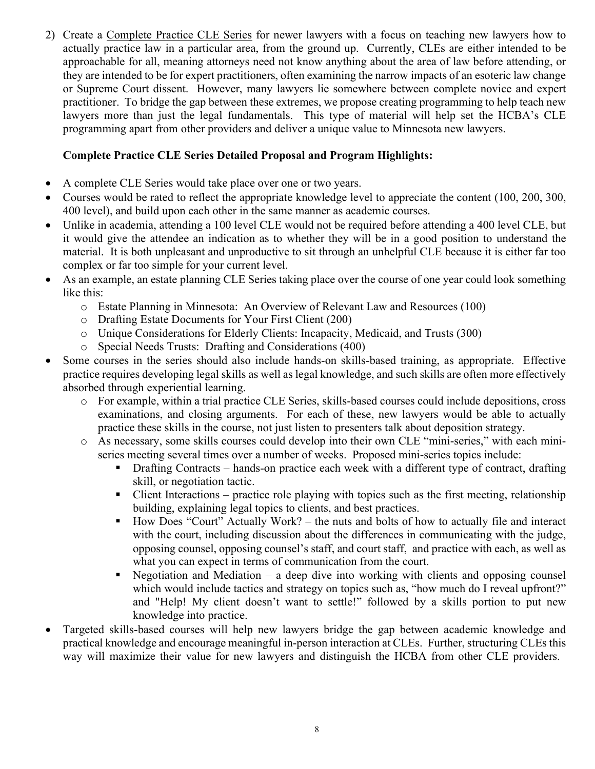2) Create a Complete Practice CLE Series for newer lawyers with a focus on teaching new lawyers how to actually practice law in a particular area, from the ground up. Currently, CLEs are either intended to be approachable for all, meaning attorneys need not know anything about the area of law before attending, or they are intended to be for expert practitioners, often examining the narrow impacts of an esoteric law change or Supreme Court dissent. However, many lawyers lie somewhere between complete novice and expert practitioner. To bridge the gap between these extremes, we propose creating programming to help teach new lawyers more than just the legal fundamentals. This type of material will help set the HCBA's CLE programming apart from other providers and deliver a unique value to Minnesota new lawyers.

**Complete Practice CLE Series Detailed Proposal and Program Highlights:**

- A complete CLE Series would take place over one or two years.
- Courses would be rated to reflect the appropriate knowledge level to appreciate the content (100, 200, 300, 400 level), and build upon each other in the same manner as academic courses.
- Unlike in academia, attending a 100 level CLE would not be required before attending a 400 level CLE, but it would give the attendee an indication as to whether they will be in a good position to understand the material. It is both unpleasant and unproductive to sit through an unhelpful CLE because it is either far too complex or far too simple for your current level.
- As an example, an estate planning CLE Series taking place over the course of one year could look something like this:
  - Estate Planning in Minnesota: An Overview of Relevant Law and Resources (100)
  - Drafting Estate Documents for Your First Client (200)
  - Unique Considerations for Elderly Clients: Incapacity, Medicaid, and Trusts (300)
  - Special Needs Trusts: Drafting and Considerations (400)
- Some courses in the series should also include hands-on skills-based training, as appropriate. Effective practice requires developing legal skills as well as legal knowledge, and such skills are often more effectively absorbed through experiential learning.
  - For example, within a trial practice CLE Series, skills-based courses could include depositions, cross examinations, and closing arguments. For each of these, new lawyers would be able to actually practice these skills in the course, not just listen to presenters talk about deposition strategy.
  - As necessary, some skills courses could develop into their own CLE "mini-series," with each mini-series meeting several times over a number of weeks. Proposed mini-series topics include:
    - Drafting Contracts – hands-on practice each week with a different type of contract, drafting skill, or negotiation tactic.
    - Client Interactions – practice role playing with topics such as the first meeting, relationship building, explaining legal topics to clients, and best practices.
    - How Does "Court" Actually Work? – the nuts and bolts of how to actually file and interact with the court, including discussion about the differences in communicating with the judge, opposing counsel, opposing counsel's staff, and court staff, and practice with each, as well as what you can expect in terms of communication from the court.
    - Negotiation and Mediation – a deep dive into working with clients and opposing counsel which would include tactics and strategy on topics such as, "how much do I reveal upfront?" and "Help! My client doesn't want to settle!" followed by a skills portion to put new knowledge into practice.
- Targeted skills-based courses will help new lawyers bridge the gap between academic knowledge and practical knowledge and encourage meaningful in-person interaction at CLEs. Further, structuring CLEs this way will maximize their value for new lawyers and distinguish the HCBA from other CLE providers.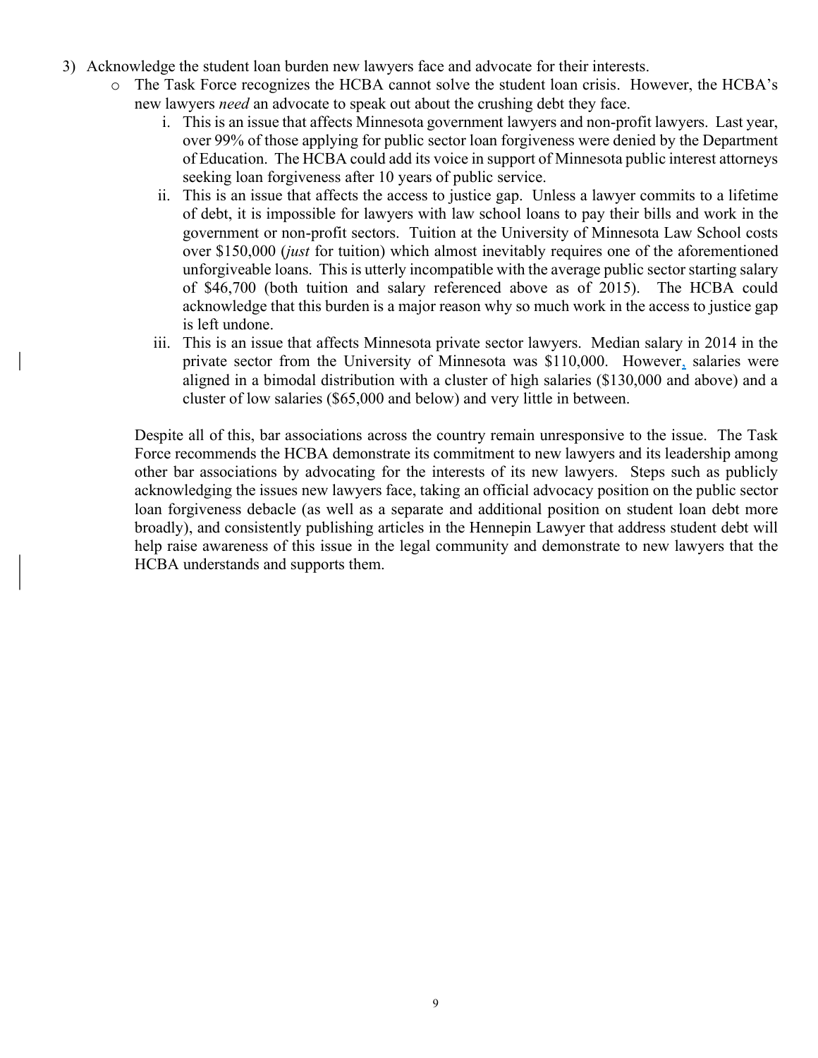3) Acknowledge the student loan burden new lawyers face and advocate for their interests.

   - The Task Force recognizes the HCBA cannot solve the student loan crisis. However, the HCBA's new lawyers *need* an advocate to speak out about the crushing debt they face.

     i. This is an issue that affects Minnesota government lawyers and non-profit lawyers. Last year, over 99% of those applying for public sector loan forgiveness were denied by the Department of Education. The HCBA could add its voice in support of Minnesota public interest attorneys seeking loan forgiveness after 10 years of public service.

     ii. This is an issue that affects the access to justice gap. Unless a lawyer commits to a lifetime of debt, it is impossible for lawyers with law school loans to pay their bills and work in the government or non-profit sectors. Tuition at the University of Minnesota Law School costs over $150,000 (*just* for tuition) which almost inevitably requires one of the aforementioned unforgiveable loans. This is utterly incompatible with the average public sector starting salary of $46,700 (both tuition and salary referenced above as of 2015). The HCBA could acknowledge that this burden is a major reason why so much work in the access to justice gap is left undone.

     iii. This is an issue that affects Minnesota private sector lawyers. Median salary in 2014 in the private sector from the University of Minnesota was $110,000. However, salaries were aligned in a bimodal distribution with a cluster of high salaries ($130,000 and above) and a cluster of low salaries ($65,000 and below) and very little in between.

   Despite all of this, bar associations across the country remain unresponsive to the issue. The Task Force recommends the HCBA demonstrate its commitment to new lawyers and its leadership among other bar associations by advocating for the interests of its new lawyers. Steps such as publicly acknowledging the issues new lawyers face, taking an official advocacy position on the public sector loan forgiveness debacle (as well as a separate and additional position on student loan debt more broadly), and consistently publishing articles in the Hennepin Lawyer that address student debt will help raise awareness of this issue in the legal community and demonstrate to new lawyers that the HCBA understands and supports them.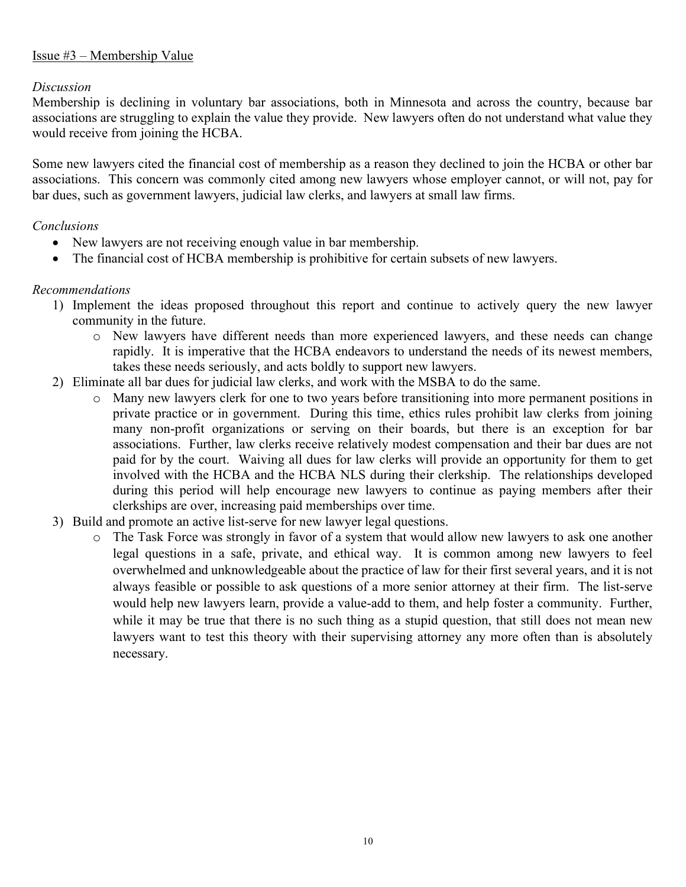## Issue #3 – Membership Value

*Discussion*

Membership is declining in voluntary bar associations, both in Minnesota and across the country, because bar associations are struggling to explain the value they provide. New lawyers often do not understand what value they would receive from joining the HCBA.

Some new lawyers cited the financial cost of membership as a reason they declined to join the HCBA or other bar associations. This concern was commonly cited among new lawyers whose employer cannot, or will not, pay for bar dues, such as government lawyers, judicial law clerks, and lawyers at small law firms.

*Conclusions*

- New lawyers are not receiving enough value in bar membership.
- The financial cost of HCBA membership is prohibitive for certain subsets of new lawyers.

*Recommendations*

1) Implement the ideas proposed throughout this report and continue to actively query the new lawyer community in the future.
   - New lawyers have different needs than more experienced lawyers, and these needs can change rapidly. It is imperative that the HCBA endeavors to understand the needs of its newest members, takes these needs seriously, and acts boldly to support new lawyers.
2) Eliminate all bar dues for judicial law clerks, and work with the MSBA to do the same.
   - Many new lawyers clerk for one to two years before transitioning into more permanent positions in private practice or in government. During this time, ethics rules prohibit law clerks from joining many non-profit organizations or serving on their boards, but there is an exception for bar associations. Further, law clerks receive relatively modest compensation and their bar dues are not paid for by the court. Waiving all dues for law clerks will provide an opportunity for them to get involved with the HCBA and the HCBA NLS during their clerkship. The relationships developed during this period will help encourage new lawyers to continue as paying members after their clerkships are over, increasing paid memberships over time.
3) Build and promote an active list-serve for new lawyer legal questions.
   - The Task Force was strongly in favor of a system that would allow new lawyers to ask one another legal questions in a safe, private, and ethical way. It is common among new lawyers to feel overwhelmed and unknowledgeable about the practice of law for their first several years, and it is not always feasible or possible to ask questions of a more senior attorney at their firm. The list-serve would help new lawyers learn, provide a value-add to them, and help foster a community. Further, while it may be true that there is no such thing as a stupid question, that still does not mean new lawyers want to test this theory with their supervising attorney any more often than is absolutely necessary.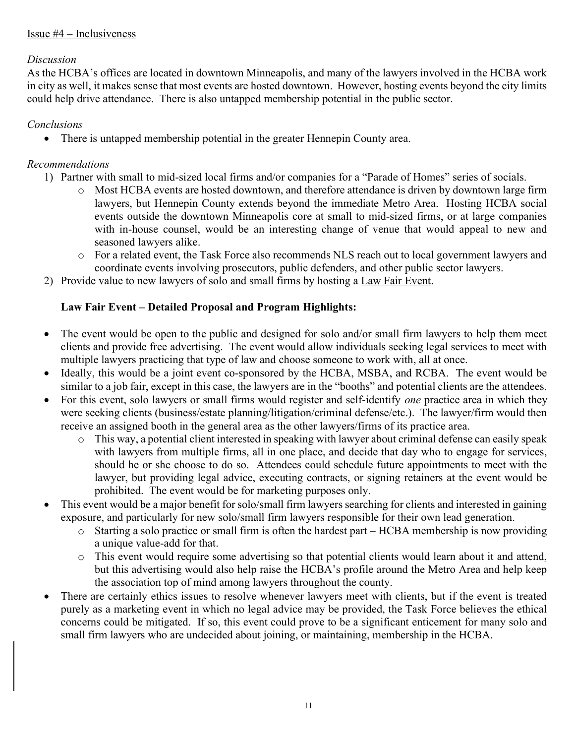Issue #4 – Inclusiveness

*Discussion*

As the HCBA's offices are located in downtown Minneapolis, and many of the lawyers involved in the HCBA work in city as well, it makes sense that most events are hosted downtown. However, hosting events beyond the city limits could help drive attendance. There is also untapped membership potential in the public sector.

*Conclusions*

- There is untapped membership potential in the greater Hennepin County area.

*Recommendations*

1) Partner with small to mid-sized local firms and/or companies for a "Parade of Homes" series of socials.
   - Most HCBA events are hosted downtown, and therefore attendance is driven by downtown large firm lawyers, but Hennepin County extends beyond the immediate Metro Area. Hosting HCBA social events outside the downtown Minneapolis core at small to mid-sized firms, or at large companies with in-house counsel, would be an interesting change of venue that would appeal to new and seasoned lawyers alike.
   - For a related event, the Task Force also recommends NLS reach out to local government lawyers and coordinate events involving prosecutors, public defenders, and other public sector lawyers.
2) Provide value to new lawyers of solo and small firms by hosting a Law Fair Event.

**Law Fair Event – Detailed Proposal and Program Highlights:**

- The event would be open to the public and designed for solo and/or small firm lawyers to help them meet clients and provide free advertising. The event would allow individuals seeking legal services to meet with multiple lawyers practicing that type of law and choose someone to work with, all at once.
- Ideally, this would be a joint event co-sponsored by the HCBA, MSBA, and RCBA. The event would be similar to a job fair, except in this case, the lawyers are in the "booths" and potential clients are the attendees.
- For this event, solo lawyers or small firms would register and self-identify *one* practice area in which they were seeking clients (business/estate planning/litigation/criminal defense/etc.). The lawyer/firm would then receive an assigned booth in the general area as the other lawyers/firms of its practice area.
  - This way, a potential client interested in speaking with lawyer about criminal defense can easily speak with lawyers from multiple firms, all in one place, and decide that day who to engage for services, should he or she choose to do so. Attendees could schedule future appointments to meet with the lawyer, but providing legal advice, executing contracts, or signing retainers at the event would be prohibited. The event would be for marketing purposes only.
- This event would be a major benefit for solo/small firm lawyers searching for clients and interested in gaining exposure, and particularly for new solo/small firm lawyers responsible for their own lead generation.
  - Starting a solo practice or small firm is often the hardest part – HCBA membership is now providing a unique value-add for that.
  - This event would require some advertising so that potential clients would learn about it and attend, but this advertising would also help raise the HCBA's profile around the Metro Area and help keep the association top of mind among lawyers throughout the county.
- There are certainly ethics issues to resolve whenever lawyers meet with clients, but if the event is treated purely as a marketing event in which no legal advice may be provided, the Task Force believes the ethical concerns could be mitigated. If so, this event could prove to be a significant enticement for many solo and small firm lawyers who are undecided about joining, or maintaining, membership in the HCBA.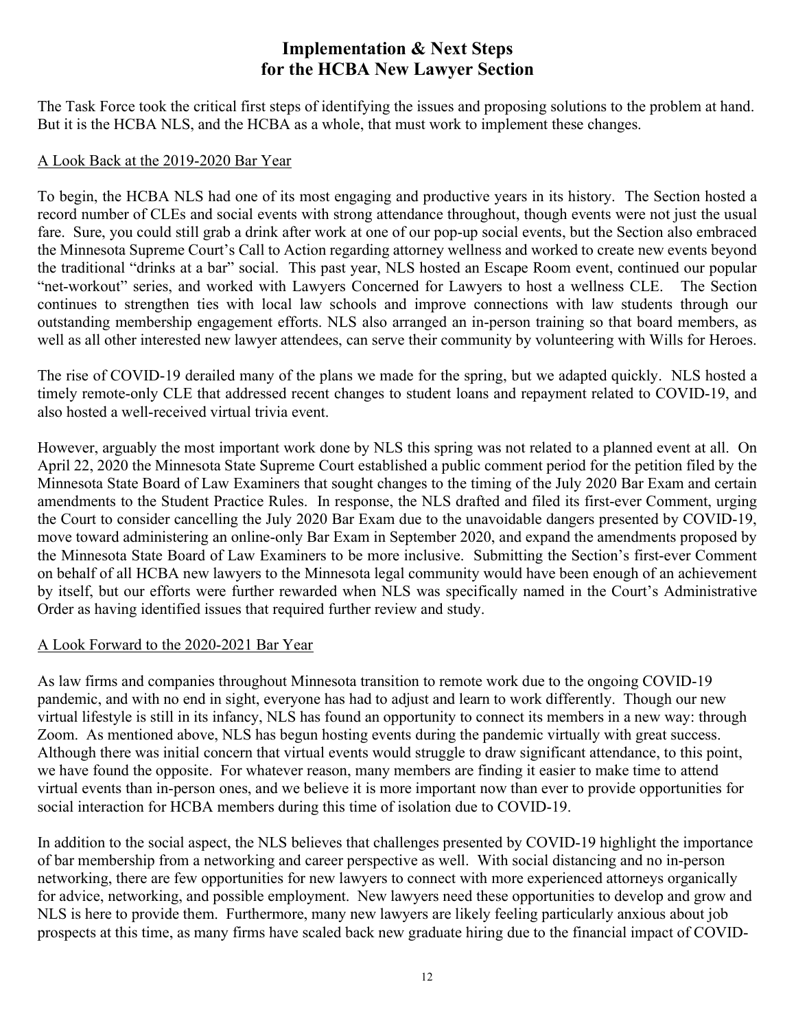# Implementation & Next Steps for the HCBA New Lawyer Section

The Task Force took the critical first steps of identifying the issues and proposing solutions to the problem at hand. But it is the HCBA NLS, and the HCBA as a whole, that must work to implement these changes.

## A Look Back at the 2019-2020 Bar Year

To begin, the HCBA NLS had one of its most engaging and productive years in its history. The Section hosted a record number of CLEs and social events with strong attendance throughout, though events were not just the usual fare. Sure, you could still grab a drink after work at one of our pop-up social events, but the Section also embraced the Minnesota Supreme Court's Call to Action regarding attorney wellness and worked to create new events beyond the traditional "drinks at a bar" social. This past year, NLS hosted an Escape Room event, continued our popular "net-workout" series, and worked with Lawyers Concerned for Lawyers to host a wellness CLE. The Section continues to strengthen ties with local law schools and improve connections with law students through our outstanding membership engagement efforts. NLS also arranged an in-person training so that board members, as well as all other interested new lawyer attendees, can serve their community by volunteering with Wills for Heroes.

The rise of COVID-19 derailed many of the plans we made for the spring, but we adapted quickly. NLS hosted a timely remote-only CLE that addressed recent changes to student loans and repayment related to COVID-19, and also hosted a well-received virtual trivia event.

However, arguably the most important work done by NLS this spring was not related to a planned event at all. On April 22, 2020 the Minnesota State Supreme Court established a public comment period for the petition filed by the Minnesota State Board of Law Examiners that sought changes to the timing of the July 2020 Bar Exam and certain amendments to the Student Practice Rules. In response, the NLS drafted and filed its first-ever Comment, urging the Court to consider cancelling the July 2020 Bar Exam due to the unavoidable dangers presented by COVID-19, move toward administering an online-only Bar Exam in September 2020, and expand the amendments proposed by the Minnesota State Board of Law Examiners to be more inclusive. Submitting the Section's first-ever Comment on behalf of all HCBA new lawyers to the Minnesota legal community would have been enough of an achievement by itself, but our efforts were further rewarded when NLS was specifically named in the Court's Administrative Order as having identified issues that required further review and study.

## A Look Forward to the 2020-2021 Bar Year

As law firms and companies throughout Minnesota transition to remote work due to the ongoing COVID-19 pandemic, and with no end in sight, everyone has had to adjust and learn to work differently. Though our new virtual lifestyle is still in its infancy, NLS has found an opportunity to connect its members in a new way: through Zoom. As mentioned above, NLS has begun hosting events during the pandemic virtually with great success. Although there was initial concern that virtual events would struggle to draw significant attendance, to this point, we have found the opposite. For whatever reason, many members are finding it easier to make time to attend virtual events than in-person ones, and we believe it is more important now than ever to provide opportunities for social interaction for HCBA members during this time of isolation due to COVID-19.

In addition to the social aspect, the NLS believes that challenges presented by COVID-19 highlight the importance of bar membership from a networking and career perspective as well. With social distancing and no in-person networking, there are few opportunities for new lawyers to connect with more experienced attorneys organically for advice, networking, and possible employment. New lawyers need these opportunities to develop and grow and NLS is here to provide them. Furthermore, many new lawyers are likely feeling particularly anxious about job prospects at this time, as many firms have scaled back new graduate hiring due to the financial impact of COVID-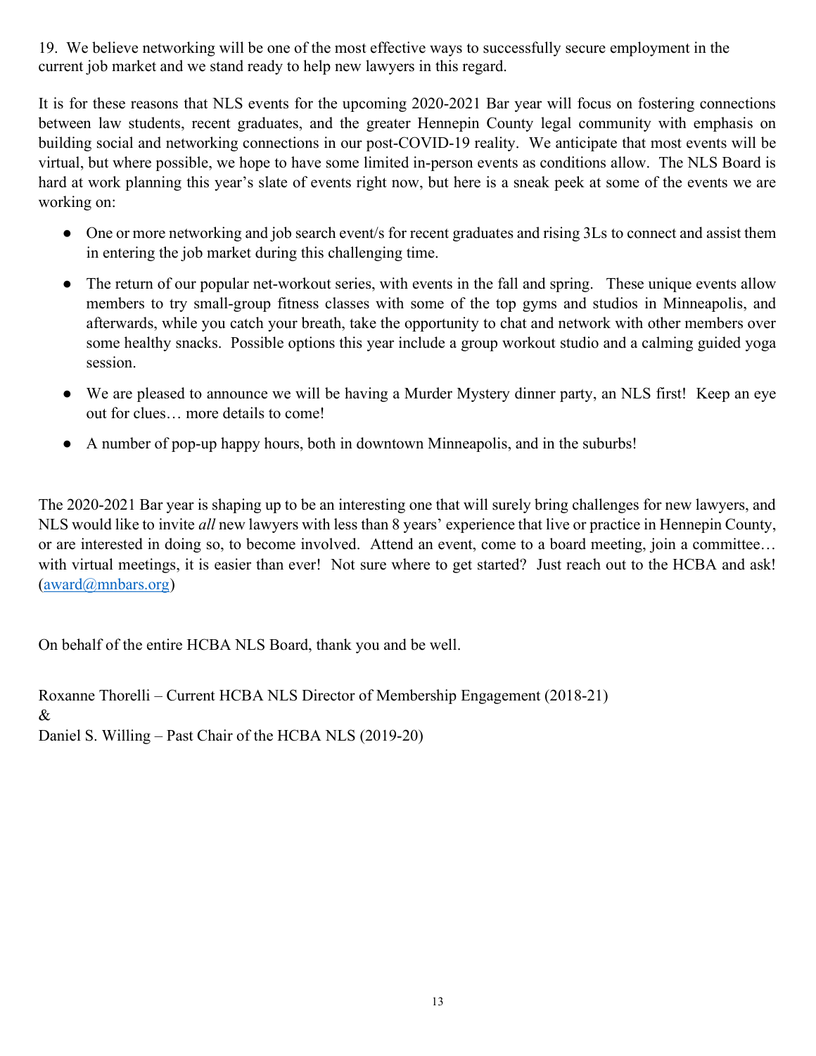19. We believe networking will be one of the most effective ways to successfully secure employment in the current job market and we stand ready to help new lawyers in this regard.

It is for these reasons that NLS events for the upcoming 2020-2021 Bar year will focus on fostering connections between law students, recent graduates, and the greater Hennepin County legal community with emphasis on building social and networking connections in our post-COVID-19 reality. We anticipate that most events will be virtual, but where possible, we hope to have some limited in-person events as conditions allow. The NLS Board is hard at work planning this year's slate of events right now, but here is a sneak peek at some of the events we are working on:

- One or more networking and job search event/s for recent graduates and rising 3Ls to connect and assist them in entering the job market during this challenging time.
- The return of our popular net-workout series, with events in the fall and spring. These unique events allow members to try small-group fitness classes with some of the top gyms and studios in Minneapolis, and afterwards, while you catch your breath, take the opportunity to chat and network with other members over some healthy snacks. Possible options this year include a group workout studio and a calming guided yoga session.
- We are pleased to announce we will be having a Murder Mystery dinner party, an NLS first! Keep an eye out for clues… more details to come!
- A number of pop-up happy hours, both in downtown Minneapolis, and in the suburbs!

The 2020-2021 Bar year is shaping up to be an interesting one that will surely bring challenges for new lawyers, and NLS would like to invite *all* new lawyers with less than 8 years' experience that live or practice in Hennepin County, or are interested in doing so, to become involved. Attend an event, come to a board meeting, join a committee… with virtual meetings, it is easier than ever! Not sure where to get started? Just reach out to the HCBA and ask! (award@mnbars.org)

On behalf of the entire HCBA NLS Board, thank you and be well.

Roxanne Thorelli – Current HCBA NLS Director of Membership Engagement (2018-21)
&
Daniel S. Willing – Past Chair of the HCBA NLS (2019-20)